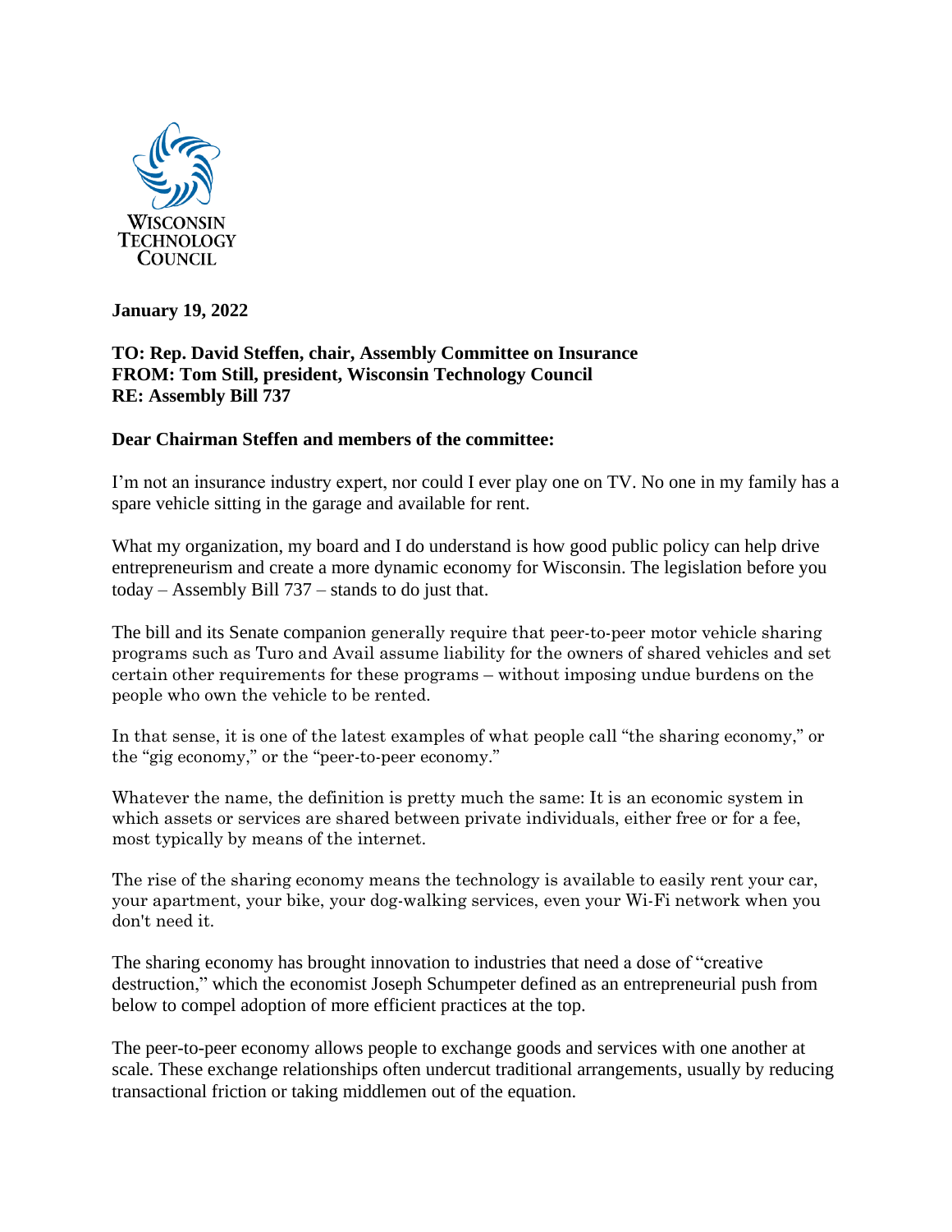WISCONSIN TECHNOLOGY COUNCIL

**January 19, 2022**

**TO: Rep. David Steffen, chair, Assembly Committee on Insurance**
**FROM: Tom Still, president, Wisconsin Technology Council**
**RE: Assembly Bill 737**

**Dear Chairman Steffen and members of the committee:**

I'm not an insurance industry expert, nor could I ever play one on TV. No one in my family has a spare vehicle sitting in the garage and available for rent.

What my organization, my board and I do understand is how good public policy can help drive entrepreneurism and create a more dynamic economy for Wisconsin. The legislation before you today – Assembly Bill 737 – stands to do just that.

The bill and its Senate companion generally require that peer-to-peer motor vehicle sharing programs such as Turo and Avail assume liability for the owners of shared vehicles and set certain other requirements for these programs – without imposing undue burdens on the people who own the vehicle to be rented.

In that sense, it is one of the latest examples of what people call "the sharing economy," or the "gig economy," or the "peer-to-peer economy."

Whatever the name, the definition is pretty much the same: It is an economic system in which assets or services are shared between private individuals, either free or for a fee, most typically by means of the internet.

The rise of the sharing economy means the technology is available to easily rent your car, your apartment, your bike, your dog-walking services, even your Wi-Fi network when you don't need it.

The sharing economy has brought innovation to industries that need a dose of "creative destruction," which the economist Joseph Schumpeter defined as an entrepreneurial push from below to compel adoption of more efficient practices at the top.

The peer-to-peer economy allows people to exchange goods and services with one another at scale. These exchange relationships often undercut traditional arrangements, usually by reducing transactional friction or taking middlemen out of the equation.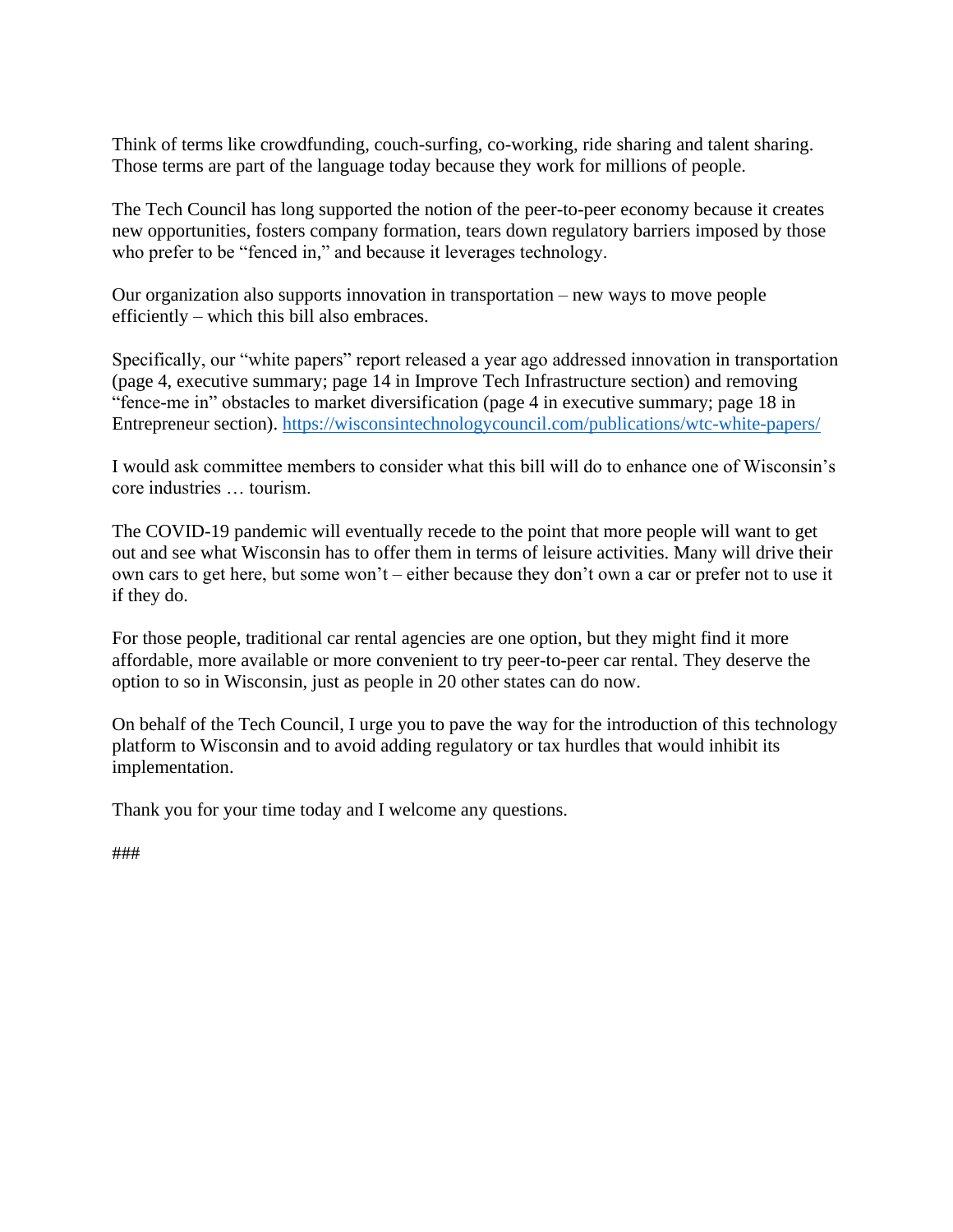Think of terms like crowdfunding, couch-surfing, co-working, ride sharing and talent sharing. Those terms are part of the language today because they work for millions of people.

The Tech Council has long supported the notion of the peer-to-peer economy because it creates new opportunities, fosters company formation, tears down regulatory barriers imposed by those who prefer to be "fenced in," and because it leverages technology.

Our organization also supports innovation in transportation – new ways to move people efficiently – which this bill also embraces.

Specifically, our "white papers" report released a year ago addressed innovation in transportation (page 4, executive summary; page 14 in Improve Tech Infrastructure section) and removing "fence-me in" obstacles to market diversification (page 4 in executive summary; page 18 in Entrepreneur section). https://wisconsintechnologycouncil.com/publications/wtc-white-papers/

I would ask committee members to consider what this bill will do to enhance one of Wisconsin's core industries … tourism.

The COVID-19 pandemic will eventually recede to the point that more people will want to get out and see what Wisconsin has to offer them in terms of leisure activities. Many will drive their own cars to get here, but some won't – either because they don't own a car or prefer not to use it if they do.

For those people, traditional car rental agencies are one option, but they might find it more affordable, more available or more convenient to try peer-to-peer car rental. They deserve the option to so in Wisconsin, just as people in 20 other states can do now.

On behalf of the Tech Council, I urge you to pave the way for the introduction of this technology platform to Wisconsin and to avoid adding regulatory or tax hurdles that would inhibit its implementation.

Thank you for your time today and I welcome any questions.

###